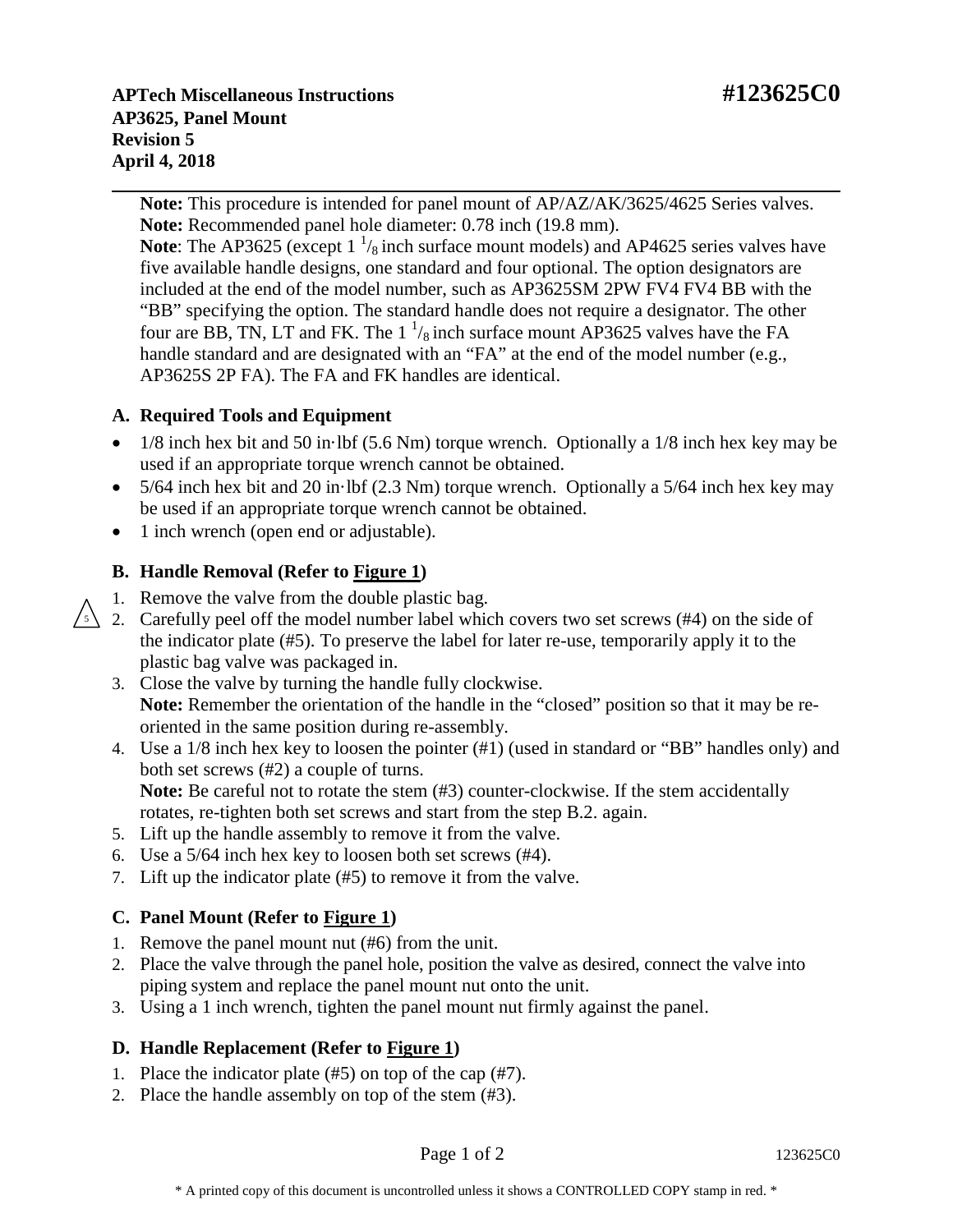**APTech Miscellaneous Instructions** **#123625C0**
**AP3625, Panel Mount**
**Revision 5**
**April 4, 2018**

---

**Note:** This procedure is intended for panel mount of AP/AZ/AK/3625/4625 Series valves.
**Note:** Recommended panel hole diameter: 0.78 inch (19.8 mm).
**Note**: The AP3625 (except 1 $^{1}/_{8}$ inch surface mount models) and AP4625 series valves have five available handle designs, one standard and four optional. The option designators are included at the end of the model number, such as AP3625SM 2PW FV4 FV4 BB with the "BB" specifying the option. The standard handle does not require a designator. The other four are BB, TN, LT and FK. The 1 $^{1}/_{8}$ inch surface mount AP3625 valves have the FA handle standard and are designated with an "FA" at the end of the model number (e.g., AP3625S 2P FA). The FA and FK handles are identical.

### A. Required Tools and Equipment

- 1/8 inch hex bit and 50 in·lbf (5.6 Nm) torque wrench. Optionally a 1/8 inch hex key may be used if an appropriate torque wrench cannot be obtained.
- 5/64 inch hex bit and 20 in·lbf (2.3 Nm) torque wrench. Optionally a 5/64 inch hex key may be used if an appropriate torque wrench cannot be obtained.
- 1 inch wrench (open end or adjustable).

### B. Handle Removal (Refer to Figure 1)

1. Remove the valve from the double plastic bag.
2. Carefully peel off the model number label which covers two set screws (#4) on the side of the indicator plate (#5). To preserve the label for later re-use, temporarily apply it to the plastic bag valve was packaged in.
3. Close the valve by turning the handle fully clockwise.
   **Note:** Remember the orientation of the handle in the "closed" position so that it may be re-oriented in the same position during re-assembly.
4. Use a 1/8 inch hex key to loosen the pointer (#1) (used in standard or "BB" handles only) and both set screws (#2) a couple of turns.
   **Note:** Be careful not to rotate the stem (#3) counter-clockwise. If the stem accidentally rotates, re-tighten both set screws and start from the step B.2. again.
5. Lift up the handle assembly to remove it from the valve.
6. Use a 5/64 inch hex key to loosen both set screws (#4).
7. Lift up the indicator plate (#5) to remove it from the valve.

### C. Panel Mount (Refer to Figure 1)

1. Remove the panel mount nut (#6) from the unit.
2. Place the valve through the panel hole, position the valve as desired, connect the valve into piping system and replace the panel mount nut onto the unit.
3. Using a 1 inch wrench, tighten the panel mount nut firmly against the panel.

### D. Handle Replacement (Refer to Figure 1)

1. Place the indicator plate (#5) on top of the cap (#7).
2. Place the handle assembly on top of the stem (#3).

\* A printed copy of this document is uncontrolled unless it shows a CONTROLLED COPY stamp in red. \*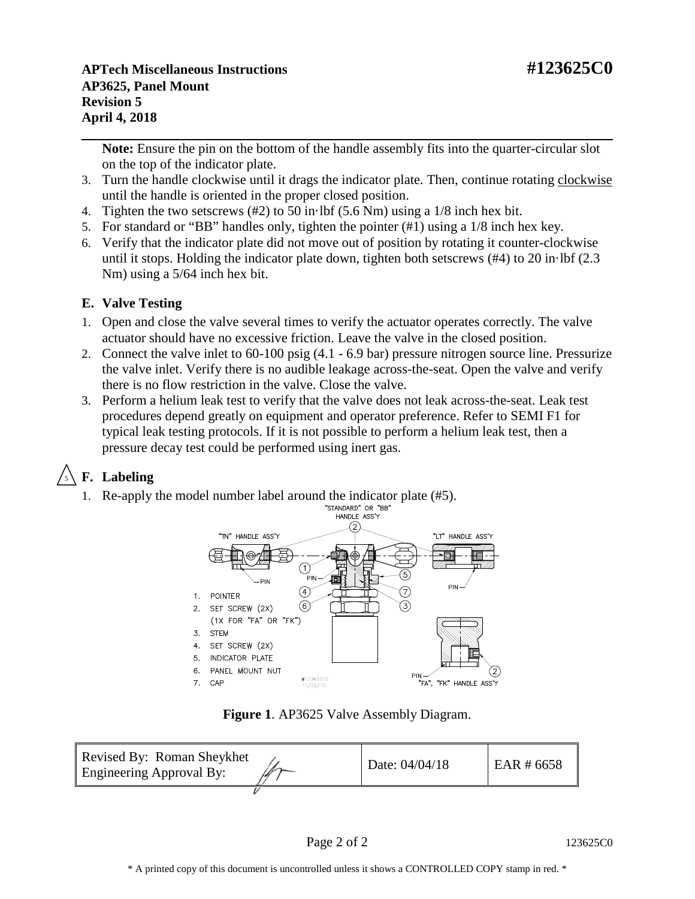**APTech Miscellaneous Instructions** **#123625C0**
**AP3625, Panel Mount**
**Revision 5**
**April 4, 2018**

**Note:** Ensure the pin on the bottom of the handle assembly fits into the quarter-circular slot on the top of the indicator plate.

3. Turn the handle clockwise until it drags the indicator plate. Then, continue rotating clockwise until the handle is oriented in the proper closed position.
4. Tighten the two setscrews (#2) to 50 in·lbf (5.6 Nm) using a 1/8 inch hex bit.
5. For standard or "BB" handles only, tighten the pointer (#1) using a 1/8 inch hex key.
6. Verify that the indicator plate did not move out of position by rotating it counter-clockwise until it stops. Holding the indicator plate down, tighten both setscrews (#4) to 20 in·lbf (2.3 Nm) using a 5/64 inch hex bit.

## E. Valve Testing

1. Open and close the valve several times to verify the actuator operates correctly. The valve actuator should have no excessive friction. Leave the valve in the closed position.
2. Connect the valve inlet to 60-100 psig (4.1 - 6.9 bar) pressure nitrogen source line. Pressurize the valve inlet. Verify there is no audible leakage across-the-seat. Open the valve and verify there is no flow restriction in the valve. Close the valve.
3. Perform a helium leak test to verify that the valve does not leak across-the-seat. Leak test procedures depend greatly on equipment and operator preference. Refer to SEMI F1 for typical leak testing protocols. If it is not possible to perform a helium leak test, then a pressure decay test could be performed using inert gas.

## F. Labeling

1. Re-apply the model number label around the indicator plate (#5).

"STANDARD" OR "BB" HANDLE ASS'Y
"TN" HANDLE ASS'Y
"LT" HANDLE ASS'Y
PIN
"FA", "FK" HANDLE ASS'Y

1. POINTER
2. SET SCREW (2X) (1X FOR "FA" OR "FK")
3. STEM
4. SET SCREW (2X)
5. INDICATOR PLATE
6. PANEL MOUNT NUT
7. CAP

#123625C0
11/22/10

**Figure 1**. AP3625 Valve Assembly Diagram.

| | | |
|---|---|---|
| Revised By: Roman Sheykhet<br>Engineering Approval By: | Date: 04/04/18 | EAR # 6658 |

\* A printed copy of this document is uncontrolled unless it shows a CONTROLLED COPY stamp in red. \*